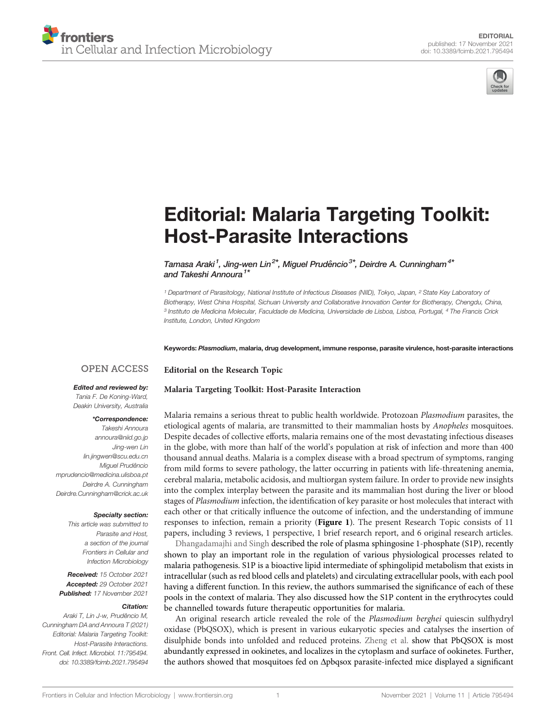EDITORIAL

published: 17 November 2021

doi: 10.3389/fcimb.2021.795494

# Editorial: Malaria Targeting Toolkit: Host-Parasite Interactions

*Tamasa Araki[1], Jing-wen Lin[2*], Miguel Prudêncio[3*], Deirdre A. Cunningham[4*] and Takeshi Annoura[1*]*

[1] Department of Parasitology, National Institute of Infectious Diseases (NIID), Tokyo, Japan, [2] State Key Laboratory of Biotherapy, West China Hospital, Sichuan University and Collaborative Innovation Center for Biotherapy, Chengdu, China, [3] Instituto de Medicina Molecular, Faculdade de Medicina, Universidade de Lisboa, Lisboa, Portugal, [4] The Francis Crick Institute, London, United Kingdom

**Keywords:** ***Plasmodium***, **malaria, drug development, immune response, parasite virulence, host-parasite interactions**

OPEN ACCESS

**Edited and reviewed by:**
Tania F. De Koning-Ward,
Deakin University, Australia

**\*Correspondence:**
Takeshi Annoura
annoura@niid.go.jp
Jing-wen Lin
lin.jingwen@scu.edu.cn
Miguel Prudêncio
mprudencio@medicina.ulisboa.pt
Deirdre A. Cunningham
Deirdre.Cunningham@crick.ac.uk

**Specialty section:**
This article was submitted to
Parasite and Host,
a section of the journal
Frontiers in Cellular and
Infection Microbiology

**Received:** 15 October 2021
**Accepted:** 29 October 2021
**Published:** 17 November 2021

**Citation:**
Araki T, Lin J-w, Prudêncio M,
Cunningham DA and Annoura T (2021)
Editorial: Malaria Targeting Toolkit:
Host-Parasite Interactions.
Front. Cell. Infect. Microbiol. 11:795494.
doi: 10.3389/fcimb.2021.795494

**Editorial on the Research Topic**

**Malaria Targeting Toolkit: Host-Parasite Interaction**

Malaria remains a serious threat to public health worldwide. Protozoan *Plasmodium* parasites, the etiological agents of malaria, are transmitted to their mammalian hosts by *Anopheles* mosquitoes. Despite decades of collective efforts, malaria remains one of the most devastating infectious diseases in the globe, with more than half of the world's population at risk of infection and more than 400 thousand annual deaths. Malaria is a complex disease with a broad spectrum of symptoms, ranging from mild forms to severe pathology, the latter occurring in patients with life-threatening anemia, cerebral malaria, metabolic acidosis, and multiorgan system failure. In order to provide new insights into the complex interplay between the parasite and its mammalian host during the liver or blood stages of *Plasmodium* infection, the identification of key parasite or host molecules that interact with each other or that critically influence the outcome of infection, and the understanding of immune responses to infection, remain a priority (**Figure 1**). The present Research Topic consists of 11 papers, including 3 reviews, 1 perspective, 1 brief research report, and 6 original research articles.

Dhangadamajhi and Singh described the role of plasma sphingosine 1-phosphate (S1P), recently shown to play an important role in the regulation of various physiological processes related to malaria pathogenesis. S1P is a bioactive lipid intermediate of sphingolipid metabolism that exists in intracellular (such as red blood cells and platelets) and circulating extracellular pools, with each pool having a different function. In this review, the authors summarised the significance of each of these pools in the context of malaria. They also discussed how the S1P content in the erythrocytes could be channelled towards future therapeutic opportunities for malaria.

An original research article revealed the role of the *Plasmodium berghei* quiescin sulfhydryl oxidase (PbQSOX), which is present in various eukaryotic species and catalyses the insertion of disulphide bonds into unfolded and reduced proteins. Zheng et al. show that PbQSOX is most abundantly expressed in ookinetes, and localizes in the cytoplasm and surface of ookinetes. Further, the authors showed that mosquitoes fed on Δpbqsox parasite-infected mice displayed a significant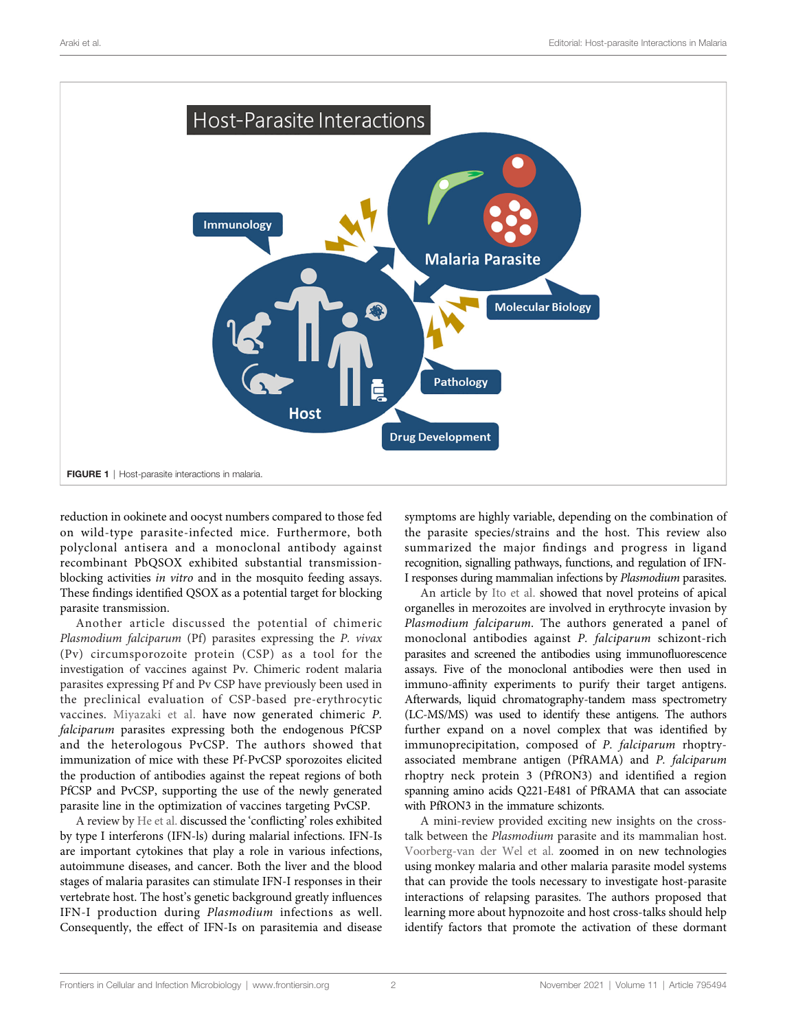FIGURE 1 | Host-parasite interactions in malaria.

reduction in ookinete and oocyst numbers compared to those fed on wild-type parasite-infected mice. Furthermore, both polyclonal antisera and a monoclonal antibody against recombinant PbQSOX exhibited substantial transmission-blocking activities *in vitro* and in the mosquito feeding assays. These findings identified QSOX as a potential target for blocking parasite transmission.

Another article discussed the potential of chimeric *Plasmodium falciparum* (Pf) parasites expressing the *P. vivax* (Pv) circumsporozoite protein (CSP) as a tool for the investigation of vaccines against Pv. Chimeric rodent malaria parasites expressing Pf and Pv CSP have previously been used in the preclinical evaluation of CSP-based pre-erythrocytic vaccines. Miyazaki et al. have now generated chimeric *P. falciparum* parasites expressing both the endogenous PfCSP and the heterologous PvCSP. The authors showed that immunization of mice with these Pf-PvCSP sporozoites elicited the production of antibodies against the repeat regions of both PfCSP and PvCSP, supporting the use of the newly generated parasite line in the optimization of vaccines targeting PvCSP.

A review by He et al. discussed the 'conflicting' roles exhibited by type I interferons (IFN-Is) during malarial infections. IFN-Is are important cytokines that play a role in various infections, autoimmune diseases, and cancer. Both the liver and the blood stages of malaria parasites can stimulate IFN-I responses in their vertebrate host. The host's genetic background greatly influences IFN-I production during *Plasmodium* infections as well. Consequently, the effect of IFN-Is on parasitemia and disease symptoms are highly variable, depending on the combination of the parasite species/strains and the host. This review also summarized the major findings and progress in ligand recognition, signalling pathways, functions, and regulation of IFN-I responses during mammalian infections by *Plasmodium* parasites.

An article by Ito et al. showed that novel proteins of apical organelles in merozoites are involved in erythrocyte invasion by *Plasmodium falciparum*. The authors generated a panel of monoclonal antibodies against *P. falciparum* schizont-rich parasites and screened the antibodies using immunofluorescence assays. Five of the monoclonal antibodies were then used in immuno-affinity experiments to purify their target antigens. Afterwards, liquid chromatography-tandem mass spectrometry (LC-MS/MS) was used to identify these antigens. The authors further expand on a novel complex that was identified by immunoprecipitation, composed of *P. falciparum* rhoptry-associated membrane antigen (PfRAMA) and *P. falciparum* rhoptry neck protein 3 (PfRON3) and identified a region spanning amino acids Q221-E481 of PfRAMA that can associate with PfRON3 in the immature schizonts.

A mini-review provided exciting new insights on the cross-talk between the *Plasmodium* parasite and its mammalian host. Voorberg-van der Wel et al. zoomed in on new technologies using monkey malaria and other malaria parasite model systems that can provide the tools necessary to investigate host-parasite interactions of relapsing parasites. The authors proposed that learning more about hypnozoite and host cross-talks should help identify factors that promote the activation of these dormant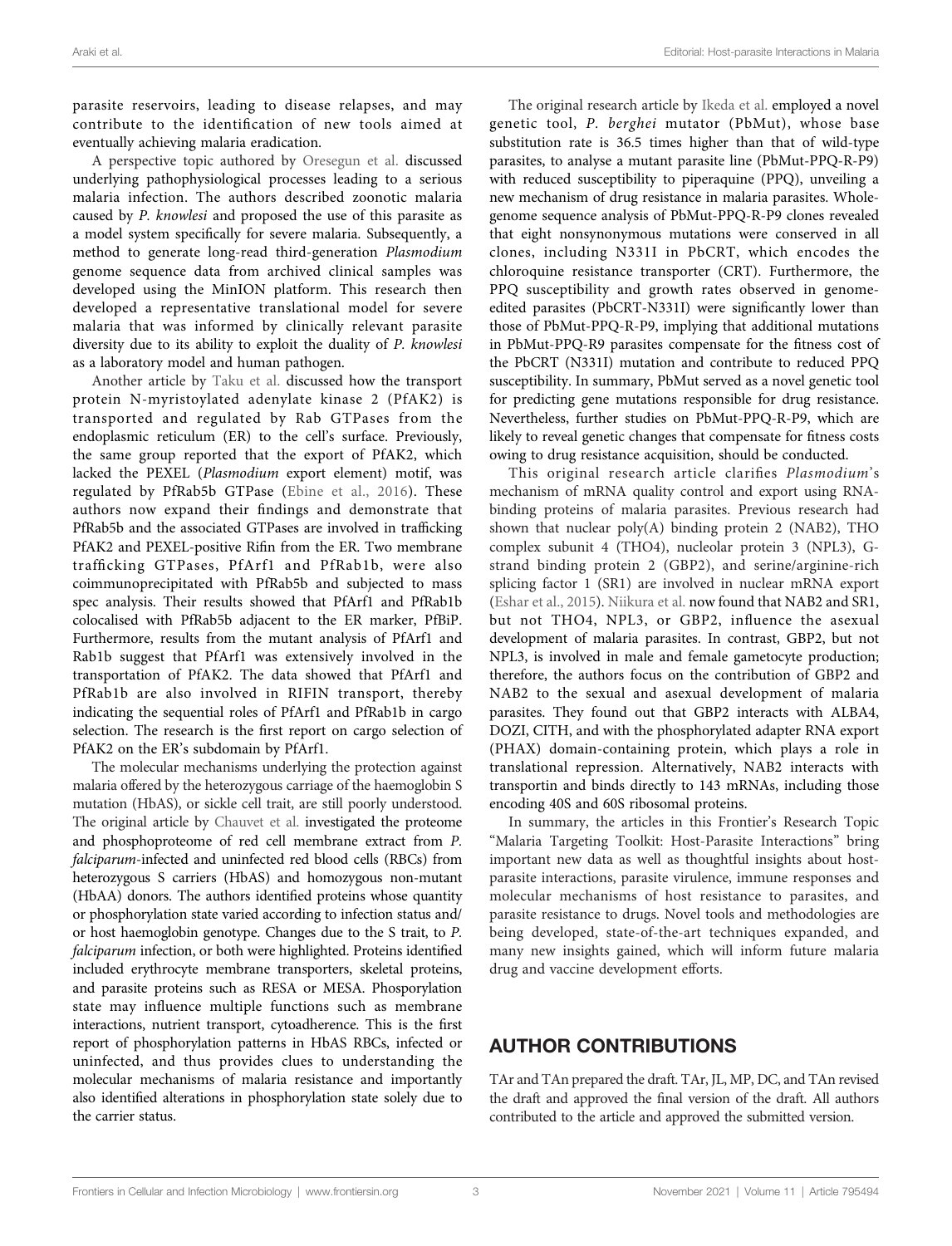parasite reservoirs, leading to disease relapses, and may contribute to the identification of new tools aimed at eventually achieving malaria eradication.

A perspective topic authored by Oresegun et al. discussed underlying pathophysiological processes leading to a serious malaria infection. The authors described zoonotic malaria caused by *P. knowlesi* and proposed the use of this parasite as a model system specifically for severe malaria. Subsequently, a method to generate long-read third-generation *Plasmodium* genome sequence data from archived clinical samples was developed using the MinION platform. This research then developed a representative translational model for severe malaria that was informed by clinically relevant parasite diversity due to its ability to exploit the duality of *P. knowlesi* as a laboratory model and human pathogen.

Another article by Taku et al. discussed how the transport protein N-myristoylated adenylate kinase 2 (PfAK2) is transported and regulated by Rab GTPases from the endoplasmic reticulum (ER) to the cell's surface. Previously, the same group reported that the export of PfAK2, which lacked the PEXEL (*Plasmodium* export element) motif, was regulated by PfRab5b GTPase (Ebine et al., 2016). These authors now expand their findings and demonstrate that PfRab5b and the associated GTPases are involved in trafficking PfAK2 and PEXEL-positive Rifin from the ER. Two membrane trafficking GTPases, PfArf1 and PfRab1b, were also coimmunoprecipitated with PfRab5b and subjected to mass spec analysis. Their results showed that PfArf1 and PfRab1b colocalised with PfRab5b adjacent to the ER marker, PfBiP. Furthermore, results from the mutant analysis of PfArf1 and Rab1b suggest that PfArf1 was extensively involved in the transportation of PfAK2. The data showed that PfArf1 and PfRab1b are also involved in RIFIN transport, thereby indicating the sequential roles of PfArf1 and PfRab1b in cargo selection. The research is the first report on cargo selection of PfAK2 on the ER's subdomain by PfArf1.

The molecular mechanisms underlying the protection against malaria offered by the heterozygous carriage of the haemoglobin S mutation (HbAS), or sickle cell trait, are still poorly understood. The original article by Chauvet et al. investigated the proteome and phosphoproteome of red cell membrane extract from *P. falciparum*-infected and uninfected red blood cells (RBCs) from heterozygous S carriers (HbAS) and homozygous non-mutant (HbAA) donors. The authors identified proteins whose quantity or phosphorylation state varied according to infection status and/or host haemoglobin genotype. Changes due to the S trait, to *P. falciparum* infection, or both were highlighted. Proteins identified included erythrocyte membrane transporters, skeletal proteins, and parasite proteins such as RESA or MESA. Phosporylation state may influence multiple functions such as membrane interactions, nutrient transport, cytoadherence. This is the first report of phosphorylation patterns in HbAS RBCs, infected or uninfected, and thus provides clues to understanding the molecular mechanisms of malaria resistance and importantly also identified alterations in phosphorylation state solely due to the carrier status.

The original research article by Ikeda et al. employed a novel genetic tool, *P. berghei* mutator (PbMut), whose base substitution rate is 36.5 times higher than that of wild-type parasites, to analyse a mutant parasite line (PbMut-PPQ-R-P9) with reduced susceptibility to piperaquine (PPQ), unveiling a new mechanism of drug resistance in malaria parasites. Whole-genome sequence analysis of PbMut-PPQ-R-P9 clones revealed that eight nonsynonymous mutations were conserved in all clones, including N331I in PbCRT, which encodes the chloroquine resistance transporter (CRT). Furthermore, the PPQ susceptibility and growth rates observed in genome-edited parasites (PbCRT-N331I) were significantly lower than those of PbMut-PPQ-R-P9, implying that additional mutations in PbMut-PPQ-R9 parasites compensate for the fitness cost of the PbCRT (N331I) mutation and contribute to reduced PPQ susceptibility. In summary, PbMut served as a novel genetic tool for predicting gene mutations responsible for drug resistance. Nevertheless, further studies on PbMut-PPQ-R-P9, which are likely to reveal genetic changes that compensate for fitness costs owing to drug resistance acquisition, should be conducted.

This original research article clarifies *Plasmodium*'s mechanism of mRNA quality control and export using RNA-binding proteins of malaria parasites. Previous research had shown that nuclear poly(A) binding protein 2 (NAB2), THO complex subunit 4 (THO4), nucleolar protein 3 (NPL3), G-strand binding protein 2 (GBP2), and serine/arginine-rich splicing factor 1 (SR1) are involved in nuclear mRNA export (Eshar et al., 2015). Niikura et al. now found that NAB2 and SR1, but not THO4, NPL3, or GBP2, influence the asexual development of malaria parasites. In contrast, GBP2, but not NPL3, is involved in male and female gametocyte production; therefore, the authors focus on the contribution of GBP2 and NAB2 to the sexual and asexual development of malaria parasites. They found out that GBP2 interacts with ALBA4, DOZI, CITH, and with the phosphorylated adapter RNA export (PHAX) domain-containing protein, which plays a role in translational repression. Alternatively, NAB2 interacts with transportin and binds directly to 143 mRNAs, including those encoding 40S and 60S ribosomal proteins.

In summary, the articles in this Frontier's Research Topic "Malaria Targeting Toolkit: Host-Parasite Interactions" bring important new data as well as thoughtful insights about host-parasite interactions, parasite virulence, immune responses and molecular mechanisms of host resistance to parasites, and parasite resistance to drugs. Novel tools and methodologies are being developed, state-of-the-art techniques expanded, and many new insights gained, which will inform future malaria drug and vaccine development efforts.

## AUTHOR CONTRIBUTIONS

TAr and TAn prepared the draft. TAr, JL, MP, DC, and TAn revised the draft and approved the final version of the draft. All authors contributed to the article and approved the submitted version.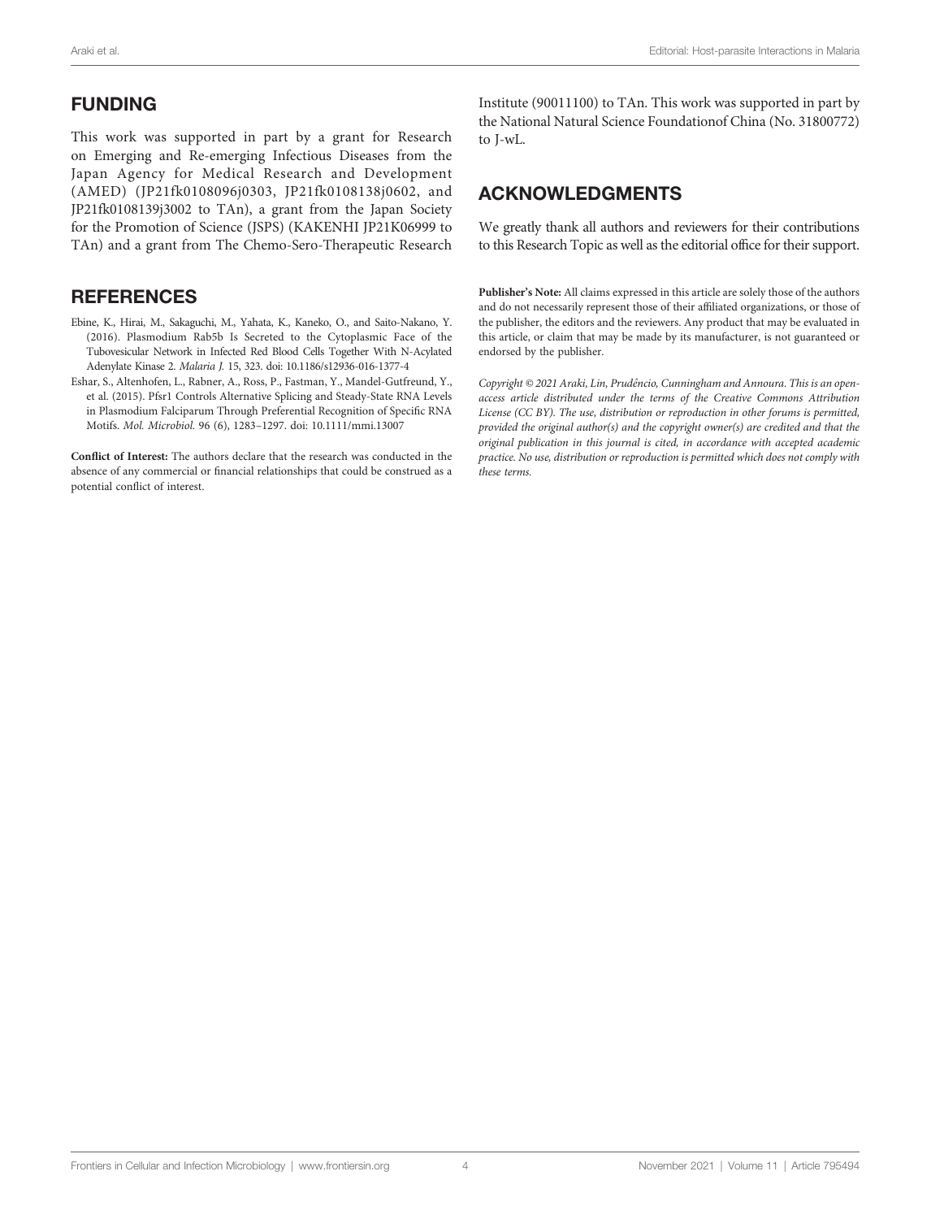## FUNDING

This work was supported in part by a grant for Research on Emerging and Re-emerging Infectious Diseases from the Japan Agency for Medical Research and Development (AMED) (JP21fk0108096j0303, JP21fk0108138j0602, and JP21fk0108139j3002 to TAn), a grant from the Japan Society for the Promotion of Science (JSPS) (KAKENHI JP21K06999 to TAn) and a grant from The Chemo-Sero-Therapeutic Research Institute (90011100) to TAn. This work was supported in part by the National Natural Science Foundationof China (No. 31800772) to J-wL.

## ACKNOWLEDGMENTS

We greatly thank all authors and reviewers for their contributions to this Research Topic as well as the editorial office for their support.

## REFERENCES

Ebine, K., Hirai, M., Sakaguchi, M., Yahata, K., Kaneko, O., and Saito-Nakano, Y. (2016). Plasmodium Rab5b Is Secreted to the Cytoplasmic Face of the Tubovesicular Network in Infected Red Blood Cells Together With N-Acylated Adenylate Kinase 2. *Malaria J.* 15, 323. doi: 10.1186/s12936-016-1377-4

Eshar, S., Altenhofen, L., Rabner, A., Ross, P., Fastman, Y., Mandel-Gutfreund, Y., et al. (2015). Pfsr1 Controls Alternative Splicing and Steady-State RNA Levels in Plasmodium Falciparum Through Preferential Recognition of Specific RNA Motifs. *Mol. Microbiol.* 96 (6), 1283–1297. doi: 10.1111/mmi.13007

**Conflict of Interest:** The authors declare that the research was conducted in the absence of any commercial or financial relationships that could be construed as a potential conflict of interest.

**Publisher's Note:** All claims expressed in this article are solely those of the authors and do not necessarily represent those of their affiliated organizations, or those of the publisher, the editors and the reviewers. Any product that may be evaluated in this article, or claim that may be made by its manufacturer, is not guaranteed or endorsed by the publisher.

*Copyright © 2021 Araki, Lin, Prudêncio, Cunningham and Annoura. This is an open-access article distributed under the terms of the Creative Commons Attribution License (CC BY). The use, distribution or reproduction in other forums is permitted, provided the original author(s) and the copyright owner(s) are credited and that the original publication in this journal is cited, in accordance with accepted academic practice. No use, distribution or reproduction is permitted which does not comply with these terms.*